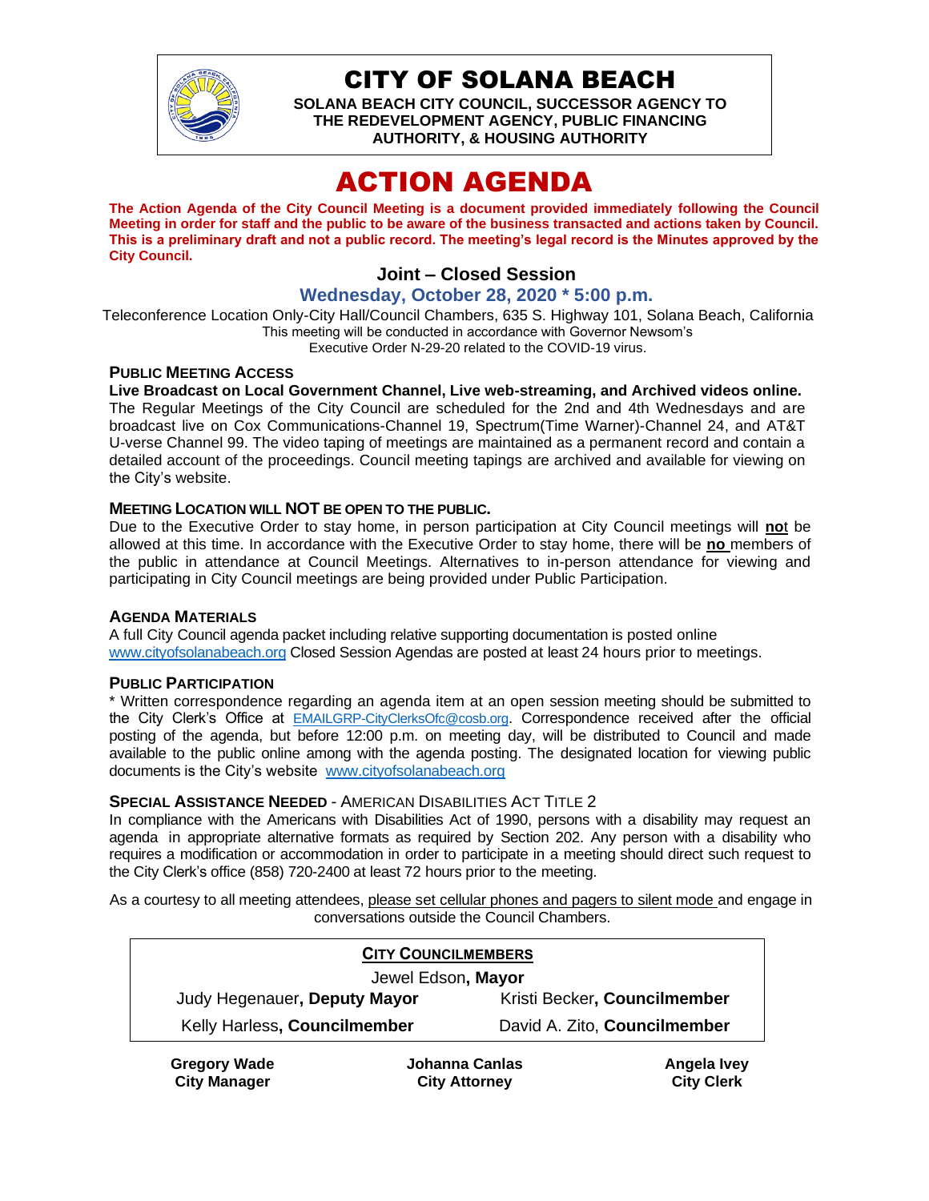# CITY OF SOLANA BEACH

**SOLANA BEACH CITY COUNCIL, SUCCESSOR AGENCY TO THE REDEVELOPMENT AGENCY, PUBLIC FINANCING AUTHORITY, & HOUSING AUTHORITY**

# ACTION AGENDA

**The Action Agenda of the City Council Meeting is a document provided immediately following the Council Meeting in order for staff and the public to be aware of the business transacted and actions taken by Council. This is a preliminary draft and not a public record. The meeting's legal record is the Minutes approved by the City Council.**

## Joint – Closed Session

### Wednesday, October 28, 2020 * 5:00 p.m.

Teleconference Location Only-City Hall/Council Chambers, 635 S. Highway 101, Solana Beach, California
This meeting will be conducted in accordance with Governor Newsom's Executive Order N-29-20 related to the COVID-19 virus.

**PUBLIC MEETING ACCESS**

**Live Broadcast on Local Government Channel, Live web-streaming, and Archived videos online.** The Regular Meetings of the City Council are scheduled for the 2nd and 4th Wednesdays and are broadcast live on Cox Communications-Channel 19, Spectrum(Time Warner)-Channel 24, and AT&T U-verse Channel 99. The video taping of meetings are maintained as a permanent record and contain a detailed account of the proceedings. Council meeting tapings are archived and available for viewing on the City's website.

**MEETING LOCATION WILL NOT BE OPEN TO THE PUBLIC.**

Due to the Executive Order to stay home, in person participation at City Council meetings will **not** be allowed at this time. In accordance with the Executive Order to stay home, there will be **no** members of the public in attendance at Council Meetings. Alternatives to in-person attendance for viewing and participating in City Council meetings are being provided under Public Participation.

**AGENDA MATERIALS**

A full City Council agenda packet including relative supporting documentation is posted online www.cityofsolanabeach.org Closed Session Agendas are posted at least 24 hours prior to meetings.

**PUBLIC PARTICIPATION**

* Written correspondence regarding an agenda item at an open session meeting should be submitted to the City Clerk's Office at EMAILGRP-CityClerksOfc@cosb.org. Correspondence received after the official posting of the agenda, but before 12:00 p.m. on meeting day, will be distributed to Council and made available to the public online among with the agenda posting. The designated location for viewing public documents is the City's website www.cityofsolanabeach.org

**SPECIAL ASSISTANCE NEEDED** - AMERICAN DISABILITIES ACT TITLE 2

In compliance with the Americans with Disabilities Act of 1990, persons with a disability may request an agenda in appropriate alternative formats as required by Section 202. Any person with a disability who requires a modification or accommodation in order to participate in a meeting should direct such request to the City Clerk's office (858) 720-2400 at least 72 hours prior to the meeting.

As a courtesy to all meeting attendees, please set cellular phones and pagers to silent mode and engage in conversations outside the Council Chambers.

**CITY COUNCILMEMBERS**

Jewel Edson, **Mayor**

| | |
|---|---|
| Judy Hegenauer, **Deputy Mayor** | Kristi Becker, **Councilmember** |
| Kelly Harless, **Councilmember** | David A. Zito, **Councilmember** |

| **Gregory Wade** | **Johanna Canlas** | **Angela Ivey** |
|---|---|---|
| **City Manager** | **City Attorney** | **City Clerk** |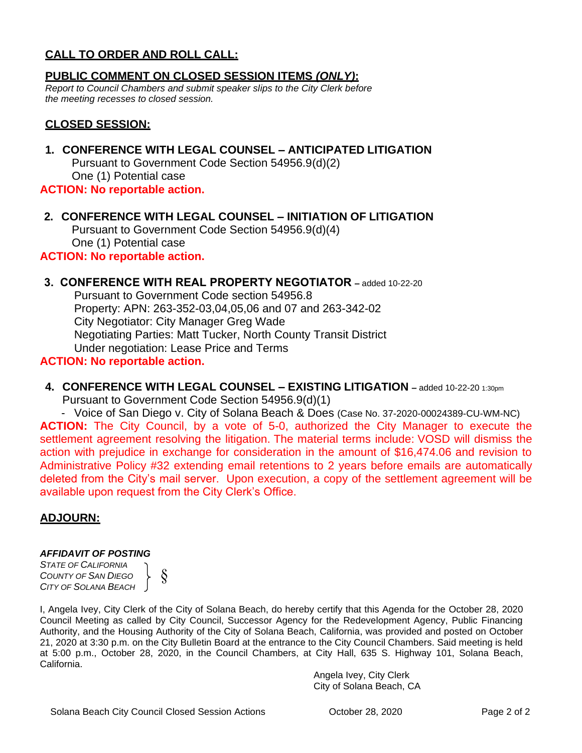## CALL TO ORDER AND ROLL CALL:

## PUBLIC COMMENT ON CLOSED SESSION ITEMS *(ONLY)*:

*Report to Council Chambers and submit speaker slips to the City Clerk before the meeting recesses to closed session.*

## CLOSED SESSION:

**1. CONFERENCE WITH LEGAL COUNSEL – ANTICIPATED LITIGATION**
Pursuant to Government Code Section 54956.9(d)(2)
One (1) Potential case

**ACTION: No reportable action.**

**2. CONFERENCE WITH LEGAL COUNSEL – INITIATION OF LITIGATION**
Pursuant to Government Code Section 54956.9(d)(4)
One (1) Potential case

**ACTION: No reportable action.**

**3. CONFERENCE WITH REAL PROPERTY NEGOTIATOR –** added 10-22-20
Pursuant to Government Code section 54956.8
Property: APN: 263-352-03,04,05,06 and 07 and 263-342-02
City Negotiator: City Manager Greg Wade
Negotiating Parties: Matt Tucker, North County Transit District
Under negotiation: Lease Price and Terms

**ACTION: No reportable action.**

**4. CONFERENCE WITH LEGAL COUNSEL – EXISTING LITIGATION –** added 10-22-20 1:30pm
Pursuant to Government Code Section 54956.9(d)(1)

- Voice of San Diego v. City of Solana Beach & Does (Case No. 37-2020-00024389-CU-WM-NC)

**ACTION:** The City Council, by a vote of 5-0, authorized the City Manager to execute the settlement agreement resolving the litigation. The material terms include: VOSD will dismiss the action with prejudice in exchange for consideration in the amount of $16,474.06 and revision to Administrative Policy #32 extending email retentions to 2 years before emails are automatically deleted from the City's mail server. Upon execution, a copy of the settlement agreement will be available upon request from the City Clerk's Office.

## ADJOURN:

***AFFIDAVIT OF POSTING***

*STATE OF CALIFORNIA*
*COUNTY OF SAN DIEGO* §
*CITY OF SOLANA BEACH*

I, Angela Ivey, City Clerk of the City of Solana Beach, do hereby certify that this Agenda for the October 28, 2020 Council Meeting as called by City Council, Successor Agency for the Redevelopment Agency, Public Financing Authority, and the Housing Authority of the City of Solana Beach, California, was provided and posted on October 21, 2020 at 3:30 p.m. on the City Bulletin Board at the entrance to the City Council Chambers. Said meeting is held at 5:00 p.m., October 28, 2020, in the Council Chambers, at City Hall, 635 S. Highway 101, Solana Beach, California.

Angela Ivey, City Clerk
City of Solana Beach, CA